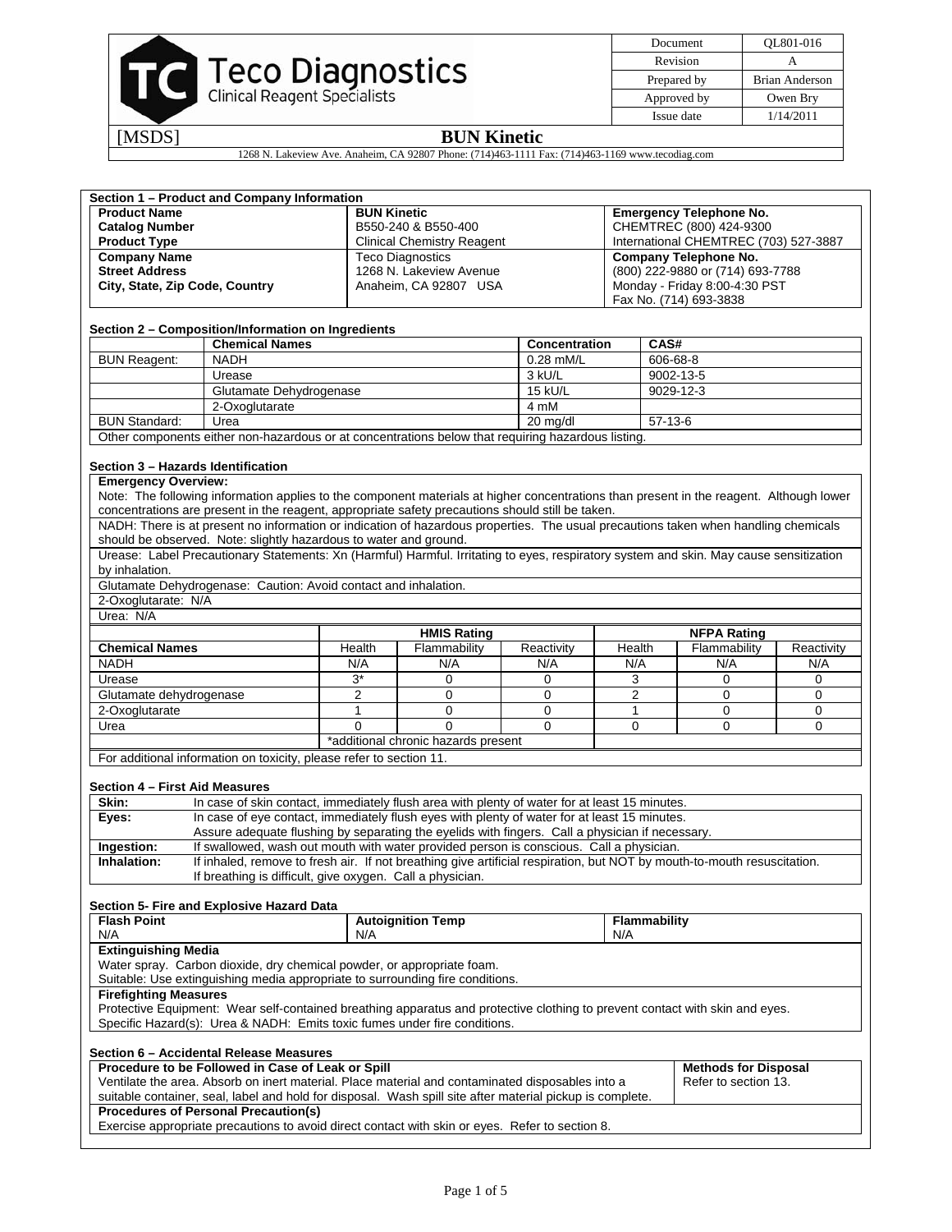| Document | QL801-016 |
|---|---|
| Revision | A |
| Prepared by | Brian Anderson |
| Approved by | Owen Bry |
| Issue date | 1/14/2011 |

Teco Diagnostics
Clinical Reagent Specialists

[MSDS] **BUN Kinetic**

1268 N. Lakeview Ave. Anaheim, CA 92807 Phone: (714)463-1111 Fax: (714)463-1169 www.tecodiag.com

### Section 1 – Product and Company Information

| | | |
|---|---|---|
| **Product Name** | **BUN Kinetic** | **Emergency Telephone No.** |
| **Catalog Number** | B550-240 & B550-400 | CHEMTREC (800) 424-9300 |
| **Product Type** | Clinical Chemistry Reagent | International CHEMTREC (703) 527-3887 |
| **Company Name** | Teco Diagnostics | **Company Telephone No.** |
| **Street Address** | 1268 N. Lakeview Avenue | (800) 222-9880 or (714) 693-7788 |
| **City, State, Zip Code, Country** | Anaheim, CA 92807 USA | Monday - Friday 8:00-4:30 PST |
| | | Fax No. (714) 693-3838 |

### Section 2 – Composition/Information on Ingredients

| | Chemical Names | Concentration | CAS# |
|---|---|---|---|
| BUN Reagent: | NADH | 0.28 mM/L | 606-68-8 |
| | Urease | 3 kU/L | 9002-13-5 |
| | Glutamate Dehydrogenase | 15 kU/L | 9029-12-3 |
| | 2-Oxoglutarate | 4 mM | |
| BUN Standard: | Urea | 20 mg/dl | 57-13-6 |

Other components either non-hazardous or at concentrations below that requiring hazardous listing.

### Section 3 – Hazards Identification

**Emergency Overview:**

Note: The following information applies to the component materials at higher concentrations than present in the reagent. Although lower concentrations are present in the reagent, appropriate safety precautions should still be taken.

NADH: There is at present no information or indication of hazardous properties. The usual precautions taken when handling chemicals should be observed. Note: slightly hazardous to water and ground.

Urease: Label Precautionary Statements: Xn (Harmful) Harmful. Irritating to eyes, respiratory system and skin. May cause sensitization by inhalation.

Glutamate Dehydrogenase: Caution: Avoid contact and inhalation.

2-Oxoglutarate: N/A

Urea: N/A

| | HMIS Rating | | | NFPA Rating | | |
|---|---|---|---|---|---|---|
| **Chemical Names** | Health | Flammability | Reactivity | Health | Flammability | Reactivity |
| NADH | N/A | N/A | N/A | N/A | N/A | N/A |
| Urease | 3* | 0 | 0 | 3 | 0 | 0 |
| Glutamate dehydrogenase | 2 | 0 | 0 | 2 | 0 | 0 |
| 2-Oxoglutarate | 1 | 0 | 0 | 1 | 0 | 0 |
| Urea | 0 | 0 | 0 | 0 | 0 | 0 |
| | *additional chronic hazards present | | | | | |

For additional information on toxicity, please refer to section 11.

### Section 4 – First Aid Measures

| | |
|---|---|
| **Skin:** | In case of skin contact, immediately flush area with plenty of water for at least 15 minutes. |
| **Eyes:** | In case of eye contact, immediately flush eyes with plenty of water for at least 15 minutes. Assure adequate flushing by separating the eyelids with fingers. Call a physician if necessary. |
| **Ingestion:** | If swallowed, wash out mouth with water provided person is conscious. Call a physician. |
| **Inhalation:** | If inhaled, remove to fresh air. If not breathing give artificial respiration, but NOT by mouth-to-mouth resuscitation. If breathing is difficult, give oxygen. Call a physician. |

### Section 5- Fire and Explosive Hazard Data

| Flash Point | Autoignition Temp | Flammability |
|---|---|---|
| N/A | N/A | N/A |

**Extinguishing Media**

Water spray. Carbon dioxide, dry chemical powder, or appropriate foam.
Suitable: Use extinguishing media appropriate to surrounding fire conditions.

**Firefighting Measures**

Protective Equipment: Wear self-contained breathing apparatus and protective clothing to prevent contact with skin and eyes.
Specific Hazard(s): Urea & NADH: Emits toxic fumes under fire conditions.

### Section 6 – Accidental Release Measures

| Procedure to be Followed in Case of Leak or Spill | Methods for Disposal |
|---|---|
| Ventilate the area. Absorb on inert material. Place material and contaminated disposables into a suitable container, seal, label and hold for disposal. Wash spill site after material pickup is complete. | Refer to section 13. |

**Procedures of Personal Precaution(s)**

Exercise appropriate precautions to avoid direct contact with skin or eyes. Refer to section 8.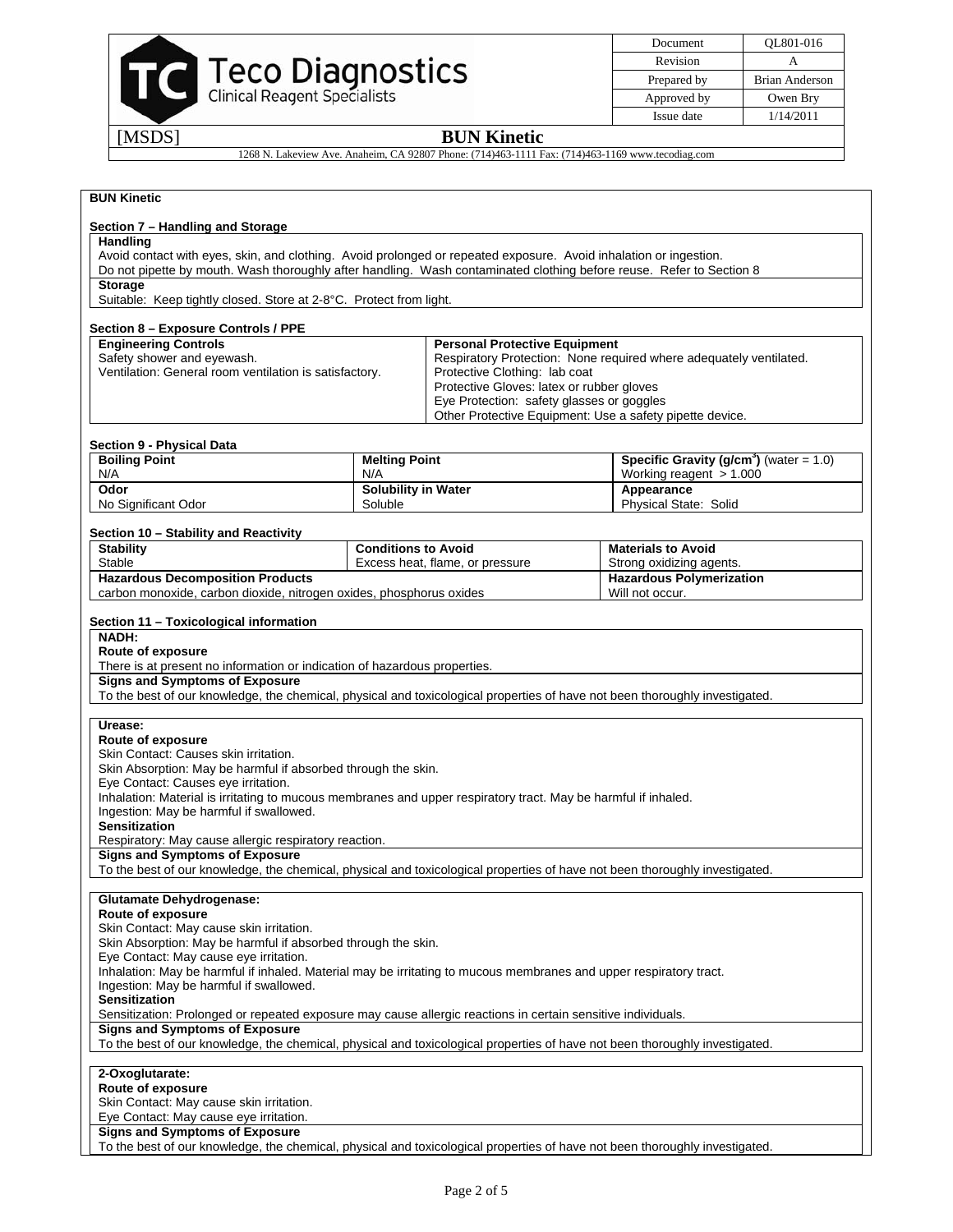**BUN Kinetic**

## Section 7 – Handling and Storage

**Handling**

Avoid contact with eyes, skin, and clothing. Avoid prolonged or repeated exposure. Avoid inhalation or ingestion.
Do not pipette by mouth. Wash thoroughly after handling. Wash contaminated clothing before reuse. Refer to Section 8

**Storage**

Suitable: Keep tightly closed. Store at 2-8°C. Protect from light.

## Section 8 – Exposure Controls / PPE

| Engineering Controls | Personal Protective Equipment |
|---|---|
| Safety shower and eyewash.<br>Ventilation: General room ventilation is satisfactory. | Respiratory Protection: None required where adequately ventilated.<br>Protective Clothing: lab coat<br>Protective Gloves: latex or rubber gloves<br>Eye Protection: safety glasses or goggles<br>Other Protective Equipment: Use a safety pipette device. |

## Section 9 - Physical Data

| Boiling Point | Melting Point | Specific Gravity (g/cm$^3$) (water = 1.0) |
|---|---|---|
| N/A | N/A | Working reagent > 1.000 |
| **Odor** | **Solubility in Water** | **Appearance** |
| No Significant Odor | Soluble | Physical State: Solid |

## Section 10 – Stability and Reactivity

| Stability | Conditions to Avoid | Materials to Avoid |
|---|---|---|
| Stable | Excess heat, flame, or pressure | Strong oxidizing agents. |
| **Hazardous Decomposition Products** | | **Hazardous Polymerization** |
| carbon monoxide, carbon dioxide, nitrogen oxides, phosphorus oxides | | Will not occur. |

## Section 11 – Toxicological information

**NADH:**

**Route of exposure**

There is at present no information or indication of hazardous properties.

**Signs and Symptoms of Exposure**

To the best of our knowledge, the chemical, physical and toxicological properties of have not been thoroughly investigated.

**Urease:**

**Route of exposure**

Skin Contact: Causes skin irritation.
Skin Absorption: May be harmful if absorbed through the skin.
Eye Contact: Causes eye irritation.
Inhalation: Material is irritating to mucous membranes and upper respiratory tract. May be harmful if inhaled.
Ingestion: May be harmful if swallowed.

**Sensitization**

Respiratory: May cause allergic respiratory reaction.

**Signs and Symptoms of Exposure**

To the best of our knowledge, the chemical, physical and toxicological properties of have not been thoroughly investigated.

**Glutamate Dehydrogenase:**

**Route of exposure**

Skin Contact: May cause skin irritation.
Skin Absorption: May be harmful if absorbed through the skin.
Eye Contact: May cause eye irritation.
Inhalation: May be harmful if inhaled. Material may be irritating to mucous membranes and upper respiratory tract.
Ingestion: May be harmful if swallowed.

**Sensitization**

Sensitization: Prolonged or repeated exposure may cause allergic reactions in certain sensitive individuals.

**Signs and Symptoms of Exposure**

To the best of our knowledge, the chemical, physical and toxicological properties of have not been thoroughly investigated.

**2-Oxoglutarate:**

**Route of exposure**

Skin Contact: May cause skin irritation.
Eye Contact: May cause eye irritation.

**Signs and Symptoms of Exposure**

To the best of our knowledge, the chemical, physical and toxicological properties of have not been thoroughly investigated.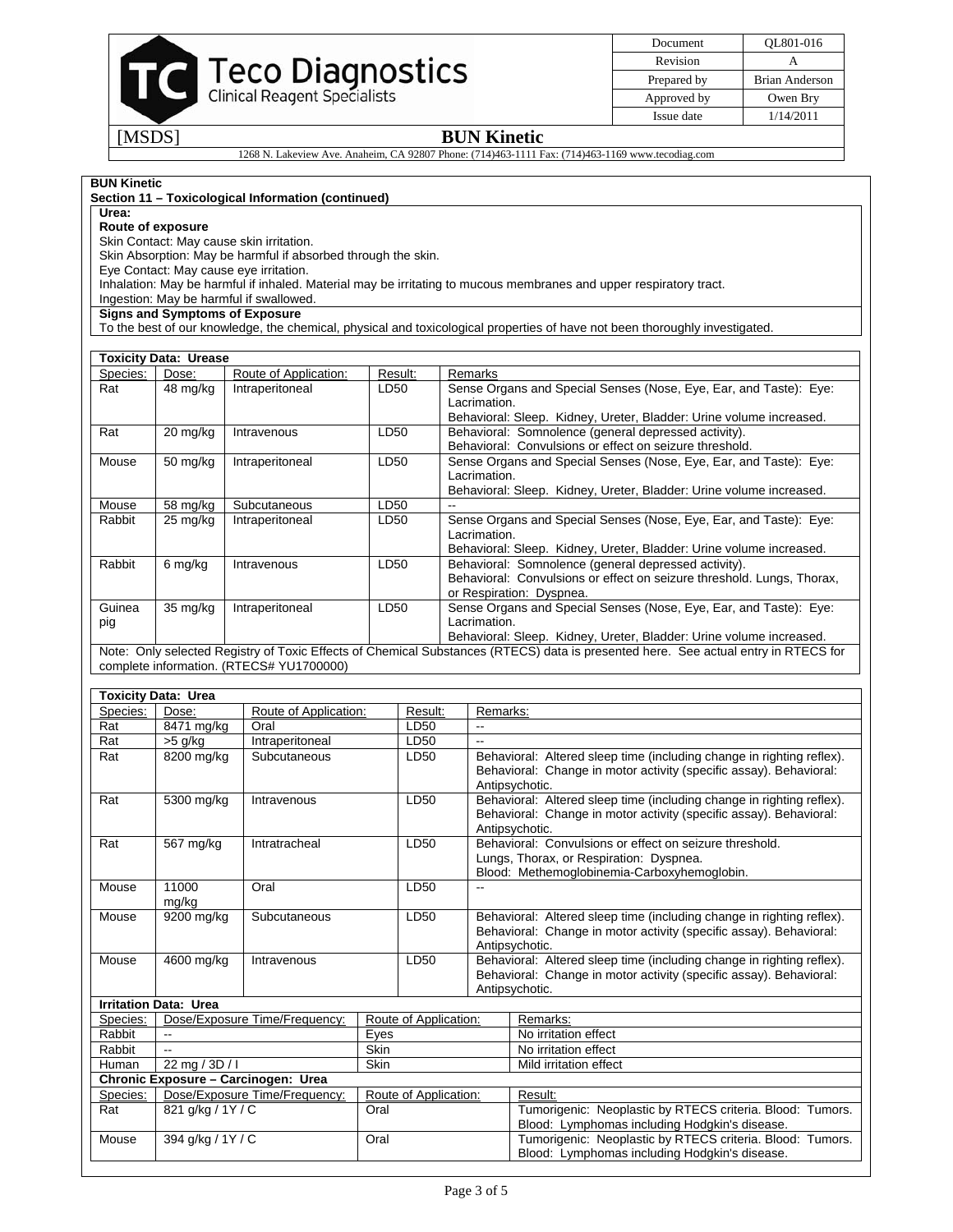**BUN Kinetic**

**Section 11 – Toxicological Information (continued)**

**Urea:**

**Route of exposure**

Skin Contact: May cause skin irritation.
Skin Absorption: May be harmful if absorbed through the skin.
Eye Contact: May cause eye irritation.
Inhalation: May be harmful if inhaled. Material may be irritating to mucous membranes and upper respiratory tract.
Ingestion: May be harmful if swallowed.

**Signs and Symptoms of Exposure**

To the best of our knowledge, the chemical, physical and toxicological properties of have not been thoroughly investigated.

**Toxicity Data: Urease**

| Species: | Dose: | Route of Application: | Result: | Remarks |
|---|---|---|---|---|
| Rat | 48 mg/kg | Intraperitoneal | LD50 | Sense Organs and Special Senses (Nose, Eye, Ear, and Taste): Eye: Lacrimation. Behavioral: Sleep. Kidney, Ureter, Bladder: Urine volume increased. |
| Rat | 20 mg/kg | Intravenous | LD50 | Behavioral: Somnolence (general depressed activity). Behavioral: Convulsions or effect on seizure threshold. |
| Mouse | 50 mg/kg | Intraperitoneal | LD50 | Sense Organs and Special Senses (Nose, Eye, Ear, and Taste): Eye: Lacrimation. Behavioral: Sleep. Kidney, Ureter, Bladder: Urine volume increased. |
| Mouse | 58 mg/kg | Subcutaneous | LD50 | -- |
| Rabbit | 25 mg/kg | Intraperitoneal | LD50 | Sense Organs and Special Senses (Nose, Eye, Ear, and Taste): Eye: Lacrimation. Behavioral: Sleep. Kidney, Ureter, Bladder: Urine volume increased. |
| Rabbit | 6 mg/kg | Intravenous | LD50 | Behavioral: Somnolence (general depressed activity). Behavioral: Convulsions or effect on seizure threshold. Lungs, Thorax, or Respiration: Dyspnea. |
| Guinea pig | 35 mg/kg | Intraperitoneal | LD50 | Sense Organs and Special Senses (Nose, Eye, Ear, and Taste): Eye: Lacrimation. Behavioral: Sleep. Kidney, Ureter, Bladder: Urine volume increased. |

Note: Only selected Registry of Toxic Effects of Chemical Substances (RTECS) data is presented here. See actual entry in RTECS for complete information. (RTECS# YU1700000)

**Toxicity Data: Urea**

| Species: | Dose: | Route of Application: | Result: | Remarks: |
|---|---|---|---|---|
| Rat | 8471 mg/kg | Oral | LD50 | -- |
| Rat | >5 g/kg | Intraperitoneal | LD50 | -- |
| Rat | 8200 mg/kg | Subcutaneous | LD50 | Behavioral: Altered sleep time (including change in righting reflex). Behavioral: Change in motor activity (specific assay). Behavioral: Antipsychotic. |
| Rat | 5300 mg/kg | Intravenous | LD50 | Behavioral: Altered sleep time (including change in righting reflex). Behavioral: Change in motor activity (specific assay). Behavioral: Antipsychotic. |
| Rat | 567 mg/kg | Intratracheal | LD50 | Behavioral: Convulsions or effect on seizure threshold. Lungs, Thorax, or Respiration: Dyspnea. Blood: Methemoglobinemia-Carboxyhemoglobin. |
| Mouse | 11000 mg/kg | Oral | LD50 | -- |
| Mouse | 9200 mg/kg | Subcutaneous | LD50 | Behavioral: Altered sleep time (including change in righting reflex). Behavioral: Change in motor activity (specific assay). Behavioral: Antipsychotic. |
| Mouse | 4600 mg/kg | Intravenous | LD50 | Behavioral: Altered sleep time (including change in righting reflex). Behavioral: Change in motor activity (specific assay). Behavioral: Antipsychotic. |

**Irritation Data: Urea**

| Species: | Dose/Exposure Time/Frequency: | Route of Application: | Remarks: |
|---|---|---|---|
| Rabbit | -- | Eyes | No irritation effect |
| Rabbit | -- | Skin | No irritation effect |
| Human | 22 mg / 3D / I | Skin | Mild irritation effect |

**Chronic Exposure – Carcinogen: Urea**

| Species: | Dose/Exposure Time/Frequency: | Route of Application: | Result: |
|---|---|---|---|
| Rat | 821 g/kg / 1Y / C | Oral | Tumorigenic: Neoplastic by RTECS criteria. Blood: Tumors. Blood: Lymphomas including Hodgkin's disease. |
| Mouse | 394 g/kg / 1Y / C | Oral | Tumorigenic: Neoplastic by RTECS criteria. Blood: Tumors. Blood: Lymphomas including Hodgkin's disease. |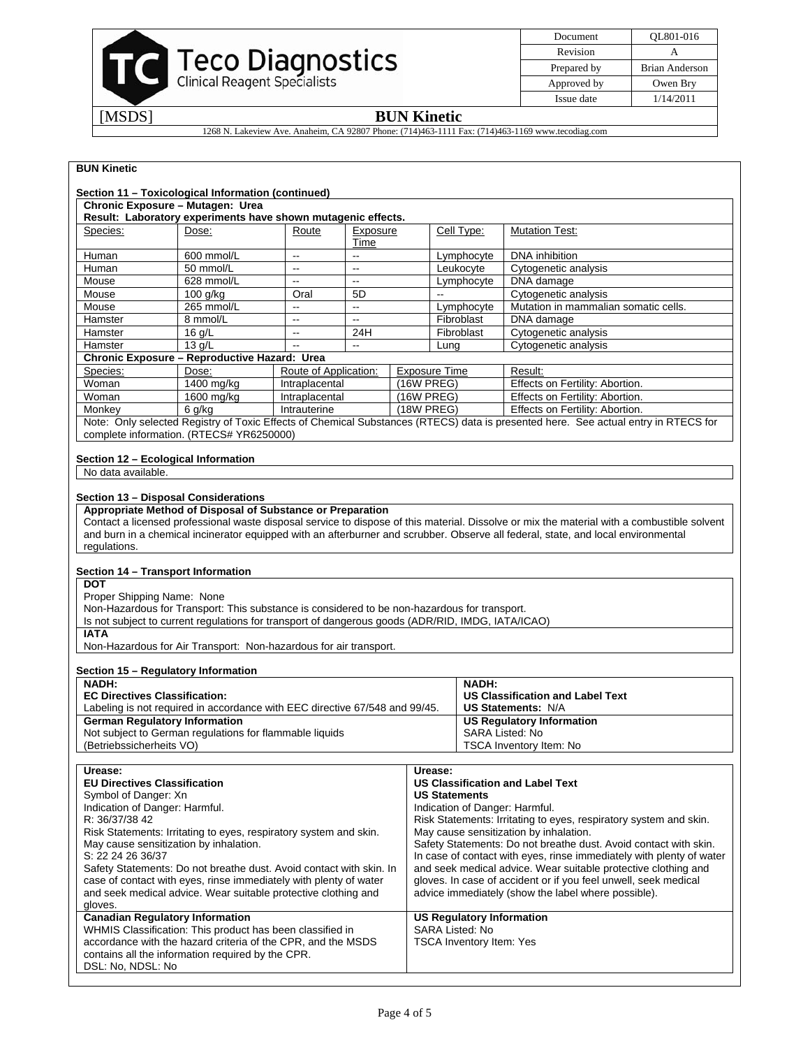**BUN Kinetic**

### Section 11 – Toxicological Information (continued)

**Chronic Exposure – Mutagen: Urea**
**Result: Laboratory experiments have shown mutagenic effects.**

| Species: | Dose: | Route | Exposure Time | Cell Type: | Mutation Test: |
|---|---|---|---|---|---|
| Human | 600 mmol/L | -- | -- | Lymphocyte | DNA inhibition |
| Human | 50 mmol/L | -- | -- | Leukocyte | Cytogenetic analysis |
| Mouse | 628 mmol/L | -- | -- | Lymphocyte | DNA damage |
| Mouse | 100 g/kg | Oral | 5D | -- | Cytogenetic analysis |
| Mouse | 265 mmol/L | -- | -- | Lymphocyte | Mutation in mammalian somatic cells. |
| Hamster | 8 mmol/L | -- | -- | Fibroblast | DNA damage |
| Hamster | 16 g/L | -- | 24H | Fibroblast | Cytogenetic analysis |
| Hamster | 13 g/L | -- | -- | Lung | Cytogenetic analysis |

**Chronic Exposure – Reproductive Hazard: Urea**

| Species: | Dose: | Route of Application: | Exposure Time | Result: |
|---|---|---|---|---|
| Woman | 1400 mg/kg | Intraplacental | (16W PREG) | Effects on Fertility: Abortion. |
| Woman | 1600 mg/kg | Intraplacental | (16W PREG) | Effects on Fertility: Abortion. |
| Monkey | 6 g/kg | Intrauterine | (18W PREG) | Effects on Fertility: Abortion. |

Note: Only selected Registry of Toxic Effects of Chemical Substances (RTECS) data is presented here. See actual entry in RTECS for complete information. (RTECS# YR6250000)

### Section 12 – Ecological Information

No data available.

### Section 13 – Disposal Considerations

**Appropriate Method of Disposal of Substance or Preparation**

Contact a licensed professional waste disposal service to dispose of this material. Dissolve or mix the material with a combustible solvent and burn in a chemical incinerator equipped with an afterburner and scrubber. Observe all federal, state, and local environmental regulations.

### Section 14 – Transport Information

**DOT**

Proper Shipping Name: None
Non-Hazardous for Transport: This substance is considered to be non-hazardous for transport.
Is not subject to current regulations for transport of dangerous goods (ADR/RID, IMDG, IATA/ICAO)

**IATA**

Non-Hazardous for Air Transport: Non-hazardous for air transport.

### Section 15 – Regulatory Information

**NADH:**
**EC Directives Classification:**
Labeling is not required in accordance with EEC directive 67/548 and 99/45.

**German Regulatory Information**
Not subject to German regulations for flammable liquids (Betriebssicherheits VO)

**NADH:**
**US Classification and Label Text**
**US Statements:** N/A

**US Regulatory Information**
SARA Listed: No
TSCA Inventory Item: No

**Urease:**
**EU Directives Classification**
Symbol of Danger: Xn
Indication of Danger: Harmful.
R: 36/37/38 42
Risk Statements: Irritating to eyes, respiratory system and skin. May cause sensitization by inhalation.
S: 22 24 26 36/37
Safety Statements: Do not breathe dust. Avoid contact with skin. In case of contact with eyes, rinse immediately with plenty of water and seek medical advice. Wear suitable protective clothing and gloves.

**Canadian Regulatory Information**
WHMIS Classification: This product has been classified in accordance with the hazard criteria of the CPR, and the MSDS contains all the information required by the CPR.
DSL: No, NDSL: No

**Urease:**
**US Classification and Label Text**
**US Statements**
Indication of Danger: Harmful.
Risk Statements: Irritating to eyes, respiratory system and skin. May cause sensitization by inhalation.
Safety Statements: Do not breathe dust. Avoid contact with skin. In case of contact with eyes, rinse immediately with plenty of water and seek medical advice. Wear suitable protective clothing and gloves. In case of accident or if you feel unwell, seek medical advice immediately (show the label where possible).

**US Regulatory Information**
SARA Listed: No
TSCA Inventory Item: Yes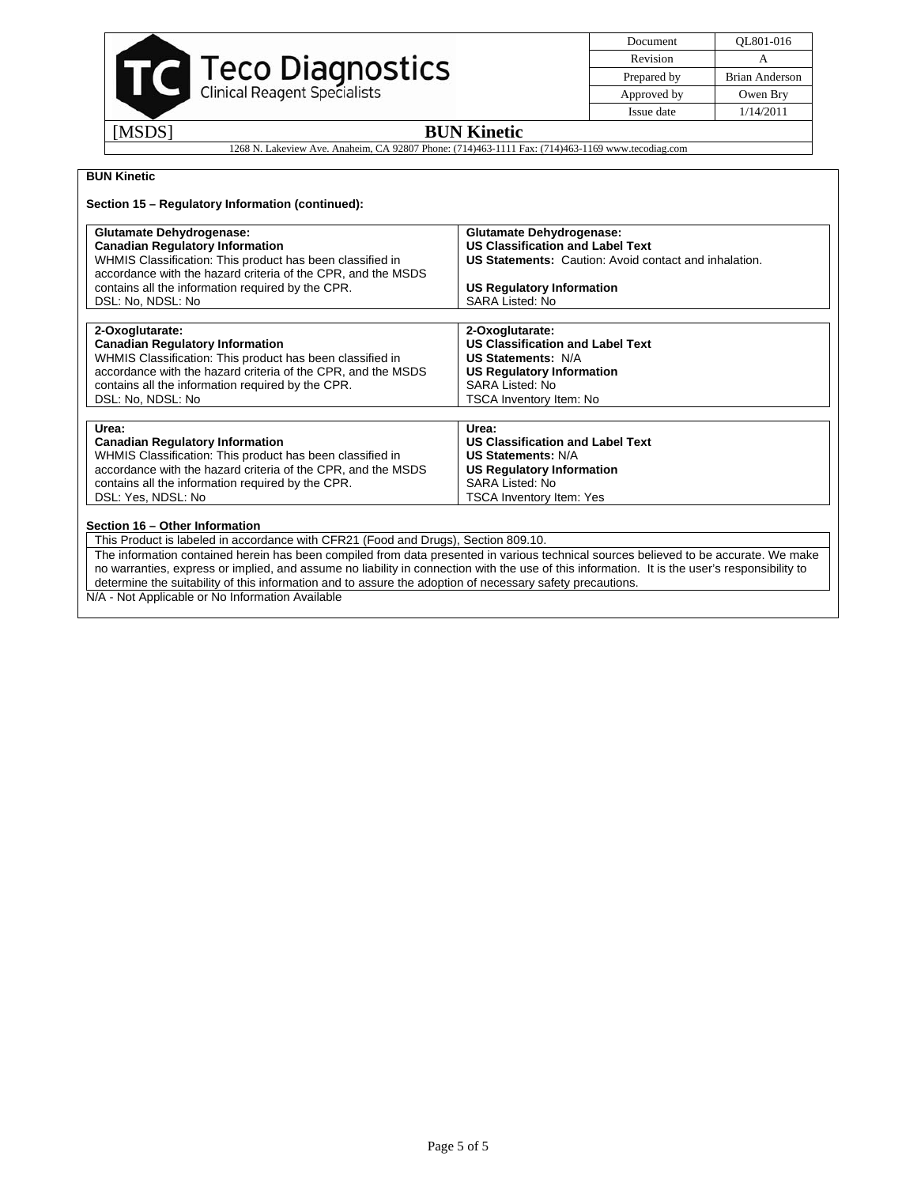**BUN Kinetic**

**Section 15 – Regulatory Information (continued):**

| | |
|---|---|
| **Glutamate Dehydrogenase:**<br>**Canadian Regulatory Information**<br>WHMIS Classification: This product has been classified in accordance with the hazard criteria of the CPR, and the MSDS contains all the information required by the CPR.<br>DSL: No, NDSL: No | **Glutamate Dehydrogenase:**<br>**US Classification and Label Text**<br>**US Statements:** Caution: Avoid contact and inhalation.<br><br>**US Regulatory Information**<br>SARA Listed: No |

| | |
|---|---|
| **2-Oxoglutarate:**<br>**Canadian Regulatory Information**<br>WHMIS Classification: This product has been classified in accordance with the hazard criteria of the CPR, and the MSDS contains all the information required by the CPR.<br>DSL: No, NDSL: No | **2-Oxoglutarate:**<br>**US Classification and Label Text**<br>**US Statements:** N/A<br>**US Regulatory Information**<br>SARA Listed: No<br>TSCA Inventory Item: No |

| | |
|---|---|
| **Urea:**<br>**Canadian Regulatory Information**<br>WHMIS Classification: This product has been classified in accordance with the hazard criteria of the CPR, and the MSDS contains all the information required by the CPR.<br>DSL: Yes, NDSL: No | **Urea:**<br>**US Classification and Label Text**<br>**US Statements:** N/A<br>**US Regulatory Information**<br>SARA Listed: No<br>TSCA Inventory Item: Yes |

**Section 16 – Other Information**

This Product is labeled in accordance with CFR21 (Food and Drugs), Section 809.10.

The information contained herein has been compiled from data presented in various technical sources believed to be accurate. We make no warranties, express or implied, and assume no liability in connection with the use of this information. It is the user's responsibility to determine the suitability of this information and to assure the adoption of necessary safety precautions.

N/A - Not Applicable or No Information Available